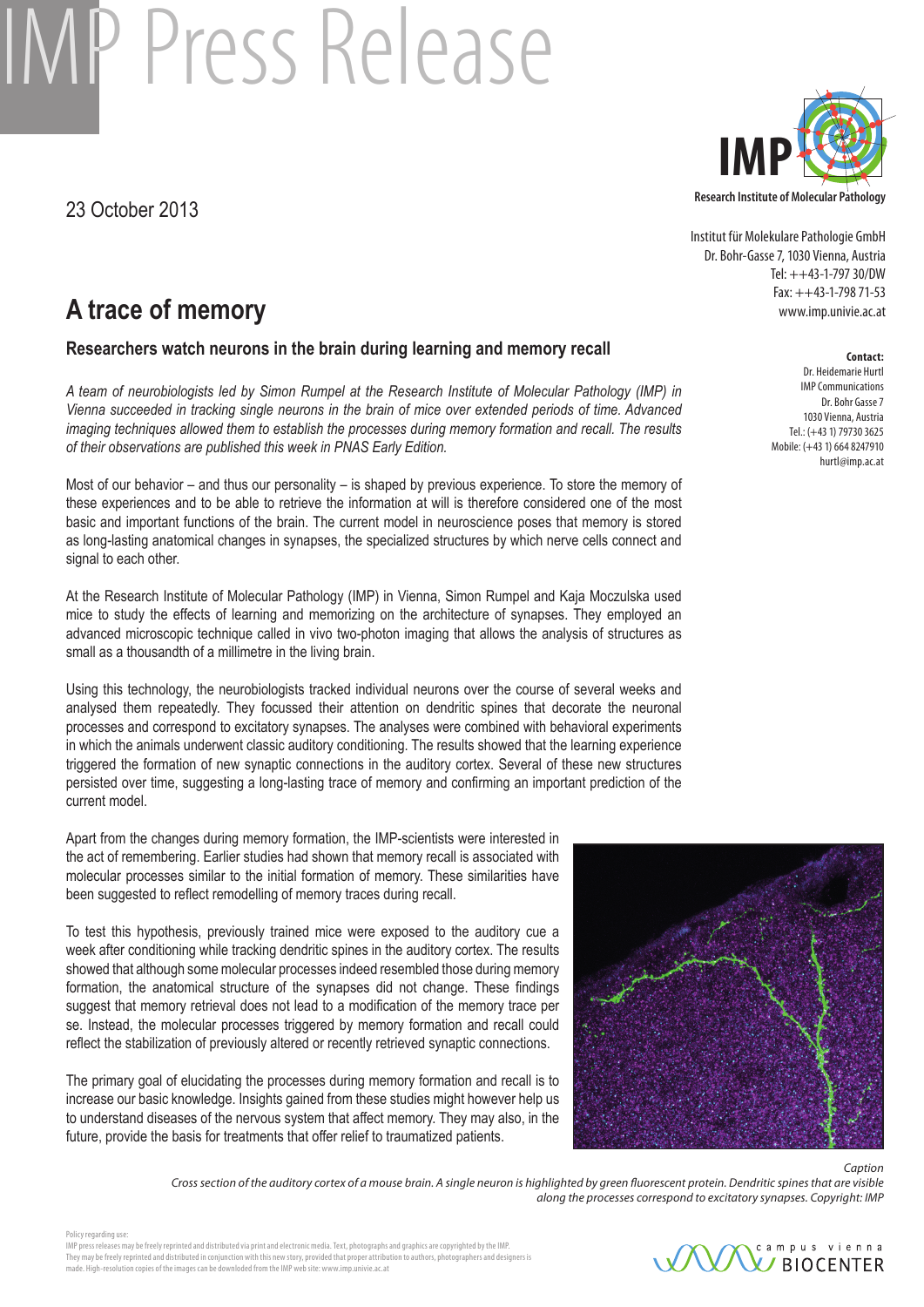# IMP Press Release

23 October 2013

**IMP**
Research Institute of Molecular Pathology

Institut für Molekulare Pathologie GmbH
Dr. Bohr-Gasse 7, 1030 Vienna, Austria
Tel: ++43-1-797 30/DW
Fax: ++43-1-798 71-53
www.imp.univie.ac.at

**Contact:**
Dr. Heidemarie Hurtl
IMP Communications
Dr. Bohr Gasse 7
1030 Vienna, Austria
Tel.: (+43 1) 79730 3625
Mobile: (+43 1) 664 8247910
hurtl@imp.ac.at

## A trace of memory

### Researchers watch neurons in the brain during learning and memory recall

*A team of neurobiologists led by Simon Rumpel at the Research Institute of Molecular Pathology (IMP) in Vienna succeeded in tracking single neurons in the brain of mice over extended periods of time. Advanced imaging techniques allowed them to establish the processes during memory formation and recall. The results of their observations are published this week in PNAS Early Edition.*

Most of our behavior – and thus our personality – is shaped by previous experience. To store the memory of these experiences and to be able to retrieve the information at will is therefore considered one of the most basic and important functions of the brain. The current model in neuroscience poses that memory is stored as long-lasting anatomical changes in synapses, the specialized structures by which nerve cells connect and signal to each other.

At the Research Institute of Molecular Pathology (IMP) in Vienna, Simon Rumpel and Kaja Moczulska used mice to study the effects of learning and memorizing on the architecture of synapses. They employed an advanced microscopic technique called in vivo two-photon imaging that allows the analysis of structures as small as a thousandth of a millimetre in the living brain.

Using this technology, the neurobiologists tracked individual neurons over the course of several weeks and analysed them repeatedly. They focussed their attention on dendritic spines that decorate the neuronal processes and correspond to excitatory synapses. The analyses were combined with behavioral experiments in which the animals underwent classic auditory conditioning. The results showed that the learning experience triggered the formation of new synaptic connections in the auditory cortex. Several of these new structures persisted over time, suggesting a long-lasting trace of memory and confirming an important prediction of the current model.

Apart from the changes during memory formation, the IMP-scientists were interested in the act of remembering. Earlier studies had shown that memory recall is associated with molecular processes similar to the initial formation of memory. These similarities have been suggested to reflect remodelling of memory traces during recall.

To test this hypothesis, previously trained mice were exposed to the auditory cue a week after conditioning while tracking dendritic spines in the auditory cortex. The results showed that although some molecular processes indeed resembled those during memory formation, the anatomical structure of the synapses did not change. These findings suggest that memory retrieval does not lead to a modification of the memory trace per se. Instead, the molecular processes triggered by memory formation and recall could reflect the stabilization of previously altered or recently retrieved synaptic connections.

The primary goal of elucidating the processes during memory formation and recall is to increase our basic knowledge. Insights gained from these studies might however help us to understand diseases of the nervous system that affect memory. They may also, in the future, provide the basis for treatments that offer relief to traumatized patients.

*Caption*
*Cross section of the auditory cortex of a mouse brain. A single neuron is highlighted by green fluorescent protein. Dendritic spines that are visible along the processes correspond to excitatory synapses. Copyright: IMP*

Policy regarding use:
IMP press releases may be freely reprinted and distributed via print and electronic media. Text, photographs and graphics are copyrighted by the IMP. They may be freely reprinted and distributed in conjunction with this new story, provided that proper attribution to authors, photographers and designers is made. High-resolution copies of the images can be downloaded from the IMP web site: www.imp.univie.ac.at

campus vienna BIOCENTER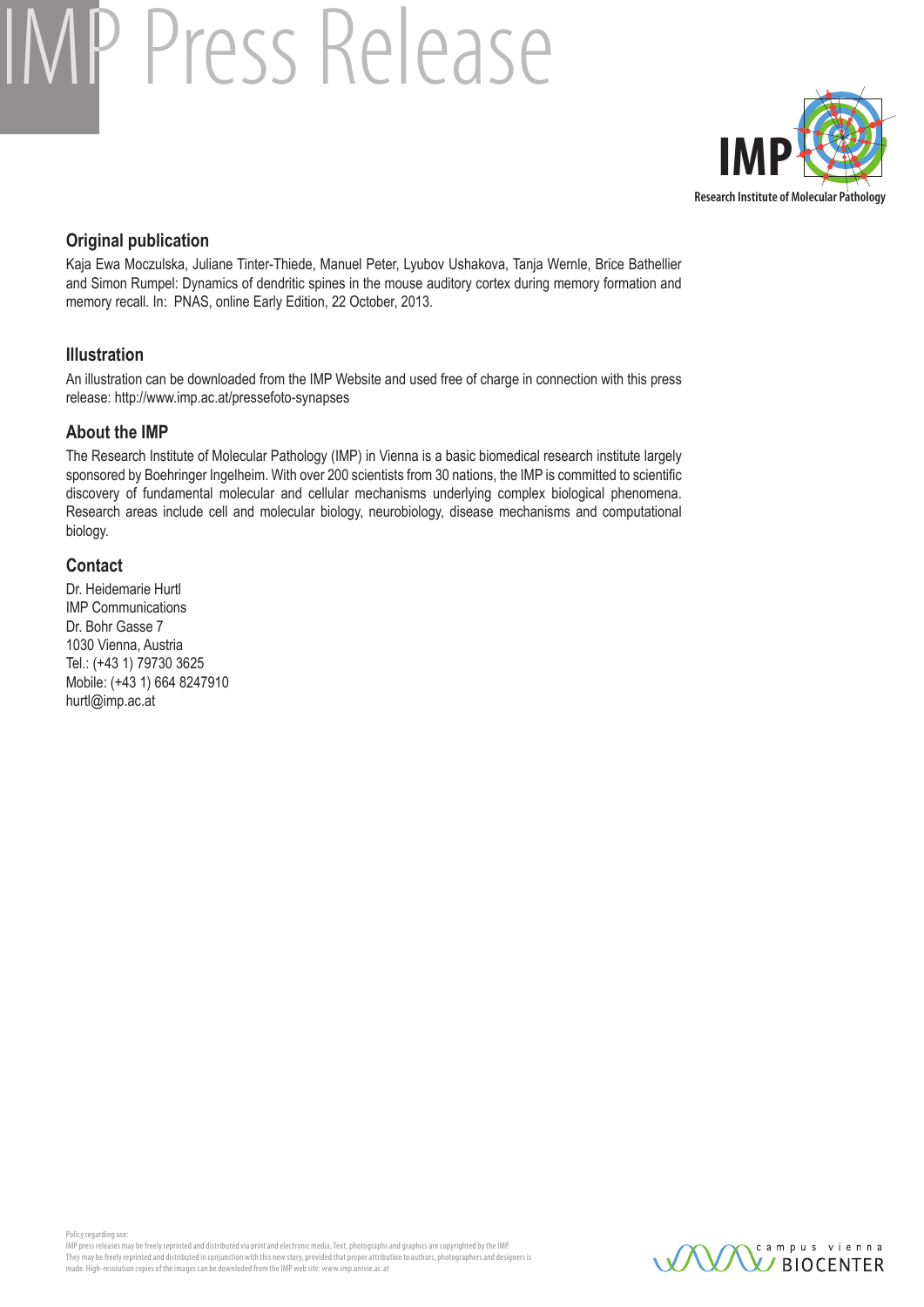## Original publication

Kaja Ewa Moczulska, Juliane Tinter-Thiede, Manuel Peter, Lyubov Ushakova, Tanja Wernle, Brice Bathellier and Simon Rumpel: Dynamics of dendritic spines in the mouse auditory cortex during memory formation and memory recall. In: PNAS, online Early Edition, 22 October, 2013.

## Illustration

An illustration can be downloaded from the IMP Website and used free of charge in connection with this press release: http://www.imp.ac.at/pressefoto-synapses

## About the IMP

The Research Institute of Molecular Pathology (IMP) in Vienna is a basic biomedical research institute largely sponsored by Boehringer Ingelheim. With over 200 scientists from 30 nations, the IMP is committed to scientific discovery of fundamental molecular and cellular mechanisms underlying complex biological phenomena. Research areas include cell and molecular biology, neurobiology, disease mechanisms and computational biology.

## Contact

Dr. Heidemarie Hurtl
IMP Communications
Dr. Bohr Gasse 7
1030 Vienna, Austria
Tel.: (+43 1) 79730 3625
Mobile: (+43 1) 664 8247910
hurtl@imp.ac.at

Policy regarding use:
IMP press releases may be freely reprinted and distributed via print and electronic media. Text, photographs and graphics are copyrighted by the IMP. They may be freely reprinted and distributed in conjunction with this new story, provided that proper attribution to authors, photographers and designers is made. High-resolution copies of the images can be downloaded from the IMP web site: www.imp.univie.ac.at